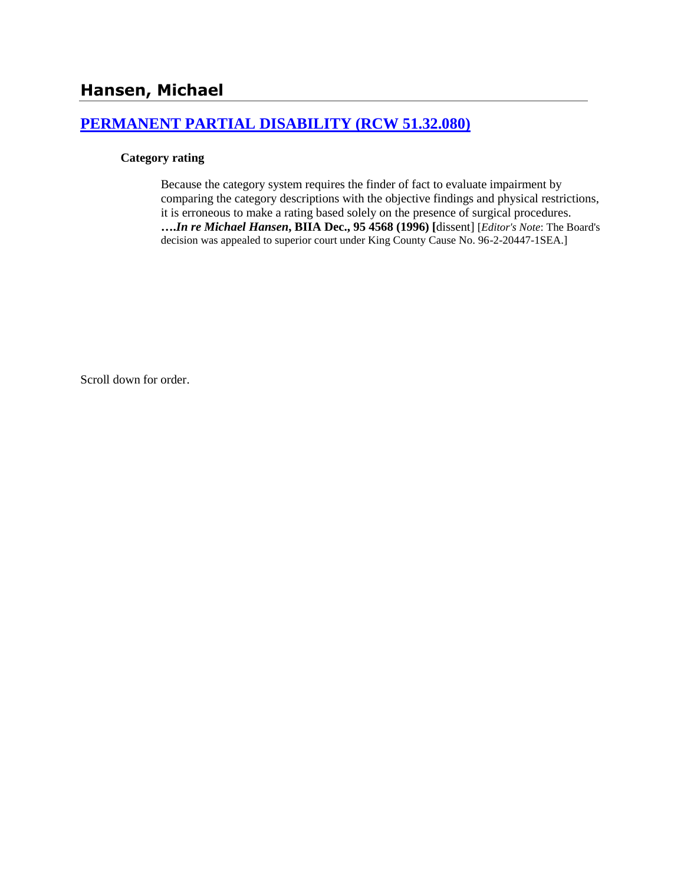# Hansen, Michael

## [PERMANENT PARTIAL DISABILITY (RCW 51.32.080)](#)

### Category rating

> Because the category system requires the finder of fact to evaluate impairment by comparing the category descriptions with the objective findings and physical restrictions, it is erroneous to make a rating based solely on the presence of surgical procedures. ***….In re Michael Hansen*, BIIA Dec., 95 4568 (1996) [**dissent] [*Editor's Note*: The Board's decision was appealed to superior court under King County Cause No. 96-2-20447-1SEA.]

Scroll down for order.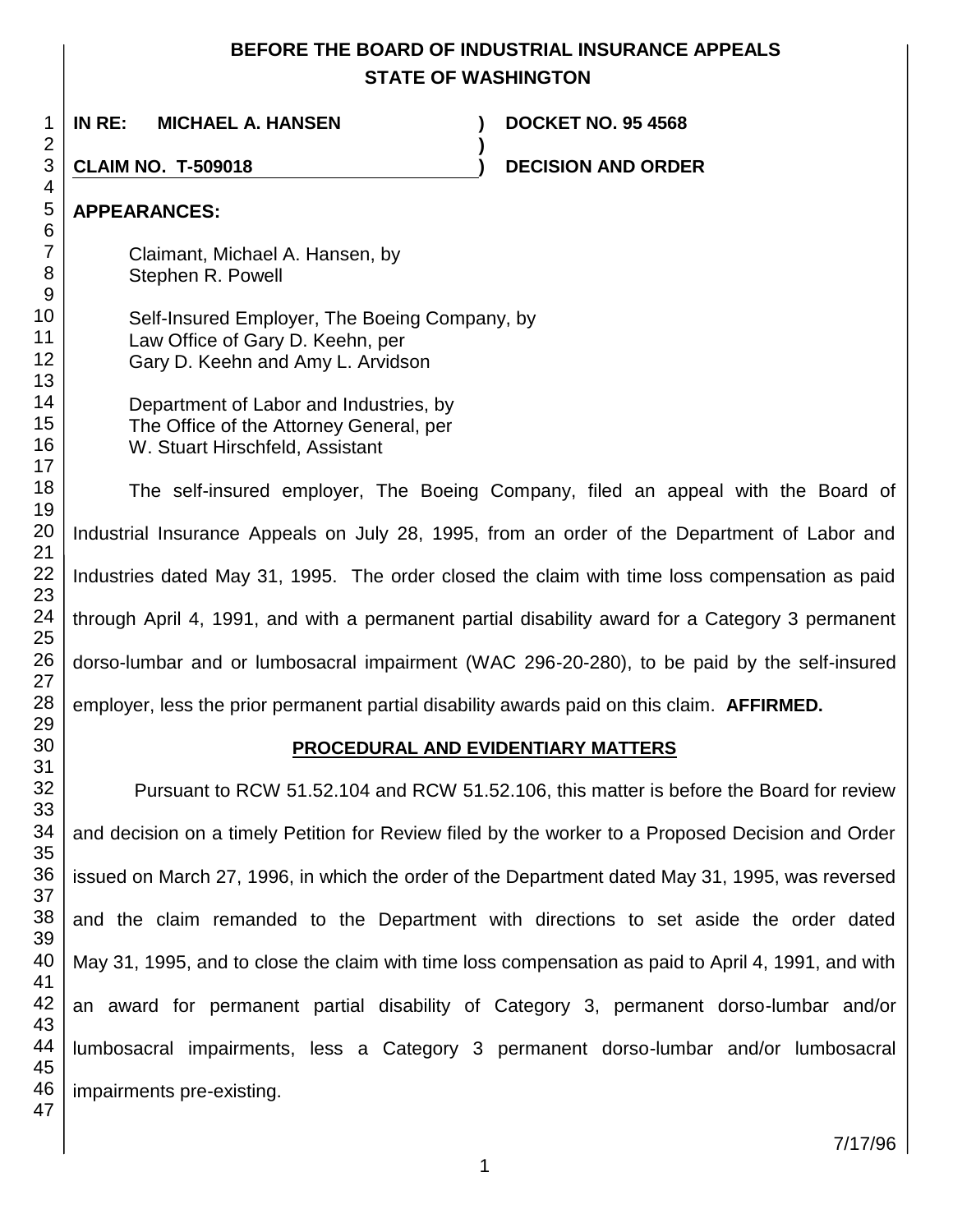# BEFORE THE BOARD OF INDUSTRIAL INSURANCE APPEALS STATE OF WASHINGTON

**IN RE: MICHAEL A. HANSEN** ) **DOCKET NO. 95 4568**

**CLAIM NO. T-509018** ) **DECISION AND ORDER**

**APPEARANCES:**

Claimant, Michael A. Hansen, by
Stephen R. Powell

Self-Insured Employer, The Boeing Company, by
Law Office of Gary D. Keehn, per
Gary D. Keehn and Amy L. Arvidson

Department of Labor and Industries, by
The Office of the Attorney General, per
W. Stuart Hirschfeld, Assistant

The self-insured employer, The Boeing Company, filed an appeal with the Board of Industrial Insurance Appeals on July 28, 1995, from an order of the Department of Labor and Industries dated May 31, 1995. The order closed the claim with time loss compensation as paid through April 4, 1991, and with a permanent partial disability award for a Category 3 permanent dorso-lumbar and or lumbosacral impairment (WAC 296-20-280), to be paid by the self-insured employer, less the prior permanent partial disability awards paid on this claim. **AFFIRMED.**

## PROCEDURAL AND EVIDENTIARY MATTERS

Pursuant to RCW 51.52.104 and RCW 51.52.106, this matter is before the Board for review and decision on a timely Petition for Review filed by the worker to a Proposed Decision and Order issued on March 27, 1996, in which the order of the Department dated May 31, 1995, was reversed and the claim remanded to the Department with directions to set aside the order dated May 31, 1995, and to close the claim with time loss compensation as paid to April 4, 1991, and with an award for permanent partial disability of Category 3, permanent dorso-lumbar and/or lumbosacral impairments, less a Category 3 permanent dorso-lumbar and/or lumbosacral impairments pre-existing.

7/17/96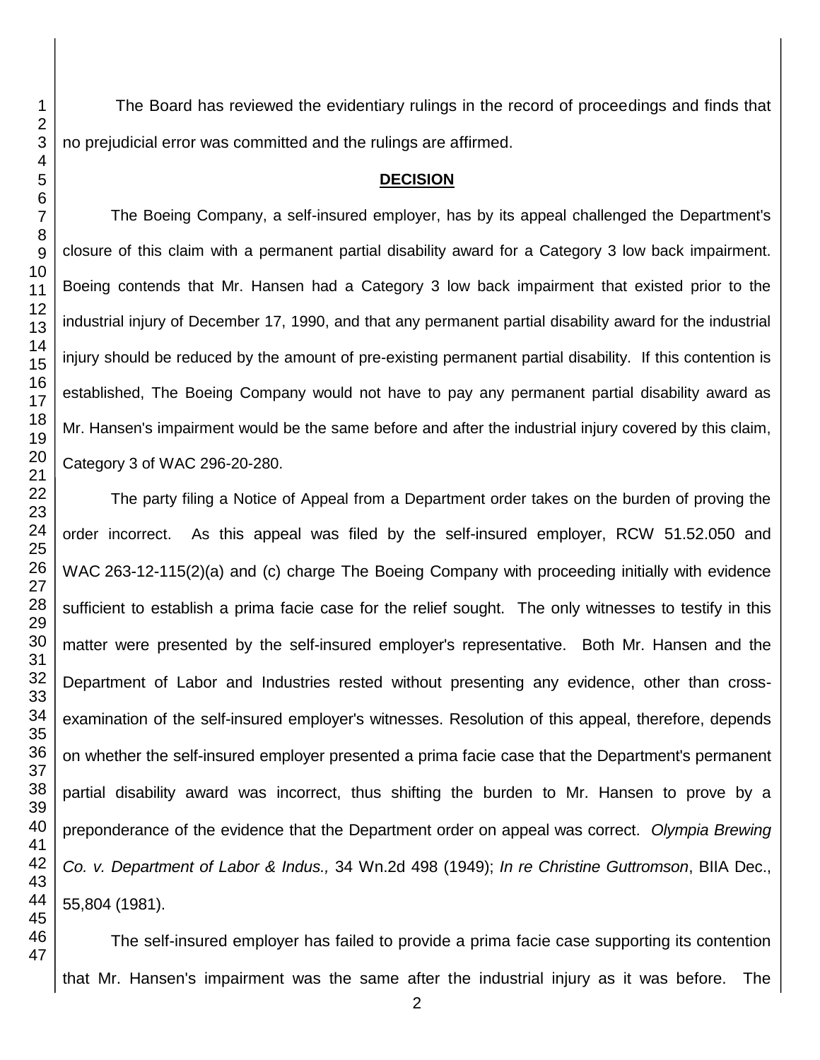The Board has reviewed the evidentiary rulings in the record of proceedings and finds that no prejudicial error was committed and the rulings are affirmed.

## DECISION

The Boeing Company, a self-insured employer, has by its appeal challenged the Department's closure of this claim with a permanent partial disability award for a Category 3 low back impairment. Boeing contends that Mr. Hansen had a Category 3 low back impairment that existed prior to the industrial injury of December 17, 1990, and that any permanent partial disability award for the industrial injury should be reduced by the amount of pre-existing permanent partial disability. If this contention is established, The Boeing Company would not have to pay any permanent partial disability award as Mr. Hansen's impairment would be the same before and after the industrial injury covered by this claim, Category 3 of WAC 296-20-280.

The party filing a Notice of Appeal from a Department order takes on the burden of proving the order incorrect. As this appeal was filed by the self-insured employer, RCW 51.52.050 and WAC 263-12-115(2)(a) and (c) charge The Boeing Company with proceeding initially with evidence sufficient to establish a prima facie case for the relief sought. The only witnesses to testify in this matter were presented by the self-insured employer's representative. Both Mr. Hansen and the Department of Labor and Industries rested without presenting any evidence, other than cross-examination of the self-insured employer's witnesses. Resolution of this appeal, therefore, depends on whether the self-insured employer presented a prima facie case that the Department's permanent partial disability award was incorrect, thus shifting the burden to Mr. Hansen to prove by a preponderance of the evidence that the Department order on appeal was correct. *Olympia Brewing Co. v. Department of Labor & Indus.,* 34 Wn.2d 498 (1949); *In re Christine Guttromson*, BIIA Dec., 55,804 (1981).

The self-insured employer has failed to provide a prima facie case supporting its contention that Mr. Hansen's impairment was the same after the industrial injury as it was before. The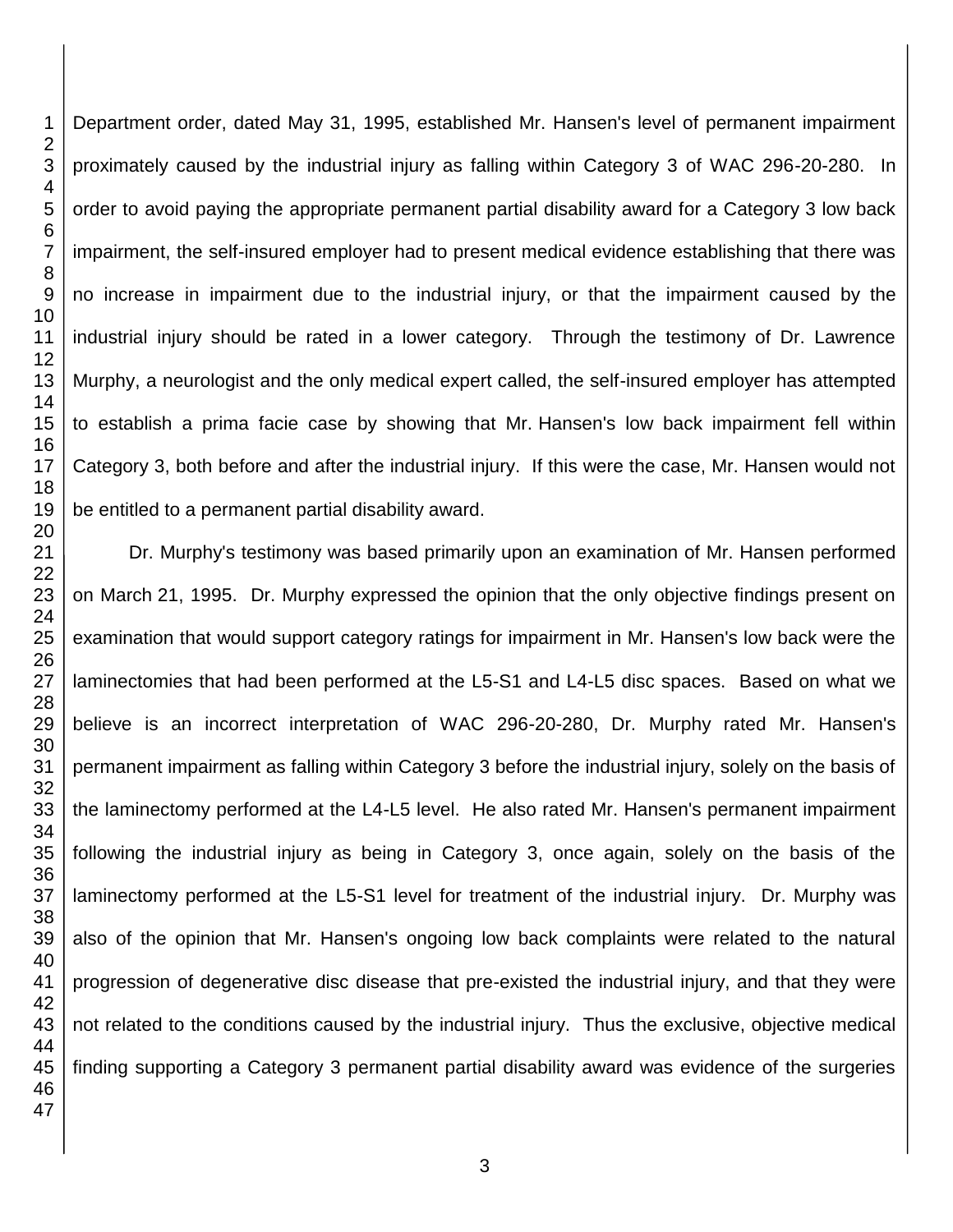Department order, dated May 31, 1995, established Mr. Hansen's level of permanent impairment proximately caused by the industrial injury as falling within Category 3 of WAC 296-20-280. In order to avoid paying the appropriate permanent partial disability award for a Category 3 low back impairment, the self-insured employer had to present medical evidence establishing that there was no increase in impairment due to the industrial injury, or that the impairment caused by the industrial injury should be rated in a lower category. Through the testimony of Dr. Lawrence Murphy, a neurologist and the only medical expert called, the self-insured employer has attempted to establish a prima facie case by showing that Mr. Hansen's low back impairment fell within Category 3, both before and after the industrial injury. If this were the case, Mr. Hansen would not be entitled to a permanent partial disability award.

Dr. Murphy's testimony was based primarily upon an examination of Mr. Hansen performed on March 21, 1995. Dr. Murphy expressed the opinion that the only objective findings present on examination that would support category ratings for impairment in Mr. Hansen's low back were the laminectomies that had been performed at the L5-S1 and L4-L5 disc spaces. Based on what we believe is an incorrect interpretation of WAC 296-20-280, Dr. Murphy rated Mr. Hansen's permanent impairment as falling within Category 3 before the industrial injury, solely on the basis of the laminectomy performed at the L4-L5 level. He also rated Mr. Hansen's permanent impairment following the industrial injury as being in Category 3, once again, solely on the basis of the laminectomy performed at the L5-S1 level for treatment of the industrial injury. Dr. Murphy was also of the opinion that Mr. Hansen's ongoing low back complaints were related to the natural progression of degenerative disc disease that pre-existed the industrial injury, and that they were not related to the conditions caused by the industrial injury. Thus the exclusive, objective medical finding supporting a Category 3 permanent partial disability award was evidence of the surgeries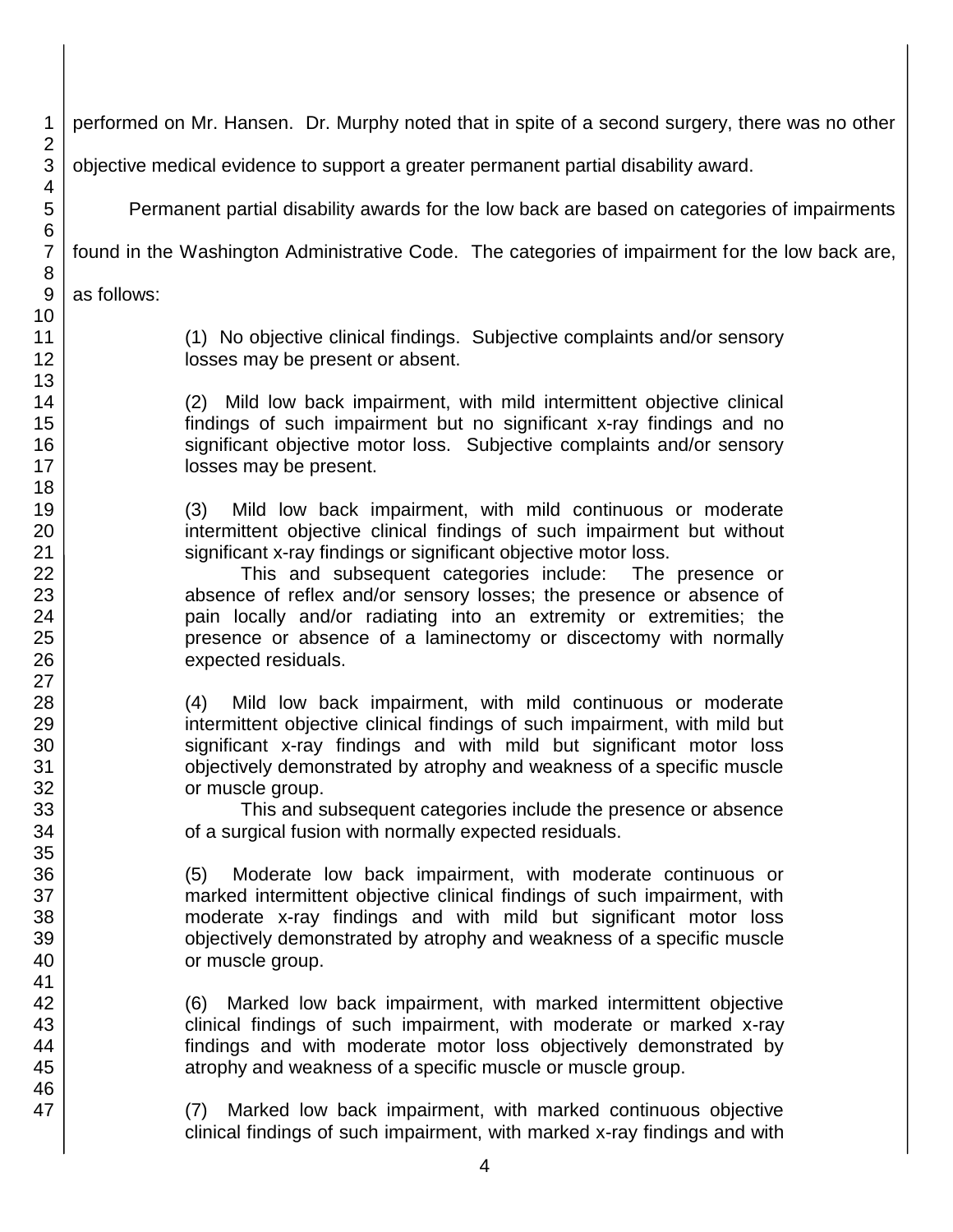performed on Mr. Hansen. Dr. Murphy noted that in spite of a second surgery, there was no other objective medical evidence to support a greater permanent partial disability award.

Permanent partial disability awards for the low back are based on categories of impairments found in the Washington Administrative Code. The categories of impairment for the low back are, as follows:

> (1) No objective clinical findings. Subjective complaints and/or sensory losses may be present or absent.
>
> (2) Mild low back impairment, with mild intermittent objective clinical findings of such impairment but no significant x-ray findings and no significant objective motor loss. Subjective complaints and/or sensory losses may be present.
>
> (3) Mild low back impairment, with mild continuous or moderate intermittent objective clinical findings of such impairment but without significant x-ray findings or significant objective motor loss.
>
> This and subsequent categories include: The presence or absence of reflex and/or sensory losses; the presence or absence of pain locally and/or radiating into an extremity or extremities; the presence or absence of a laminectomy or discectomy with normally expected residuals.
>
> (4) Mild low back impairment, with mild continuous or moderate intermittent objective clinical findings of such impairment, with mild but significant x-ray findings and with mild but significant motor loss objectively demonstrated by atrophy and weakness of a specific muscle or muscle group.
>
> This and subsequent categories include the presence or absence of a surgical fusion with normally expected residuals.
>
> (5) Moderate low back impairment, with moderate continuous or marked intermittent objective clinical findings of such impairment, with moderate x-ray findings and with mild but significant motor loss objectively demonstrated by atrophy and weakness of a specific muscle or muscle group.
>
> (6) Marked low back impairment, with marked intermittent objective clinical findings of such impairment, with moderate or marked x-ray findings and with moderate motor loss objectively demonstrated by atrophy and weakness of a specific muscle or muscle group.
>
> (7) Marked low back impairment, with marked continuous objective clinical findings of such impairment, with marked x-ray findings and with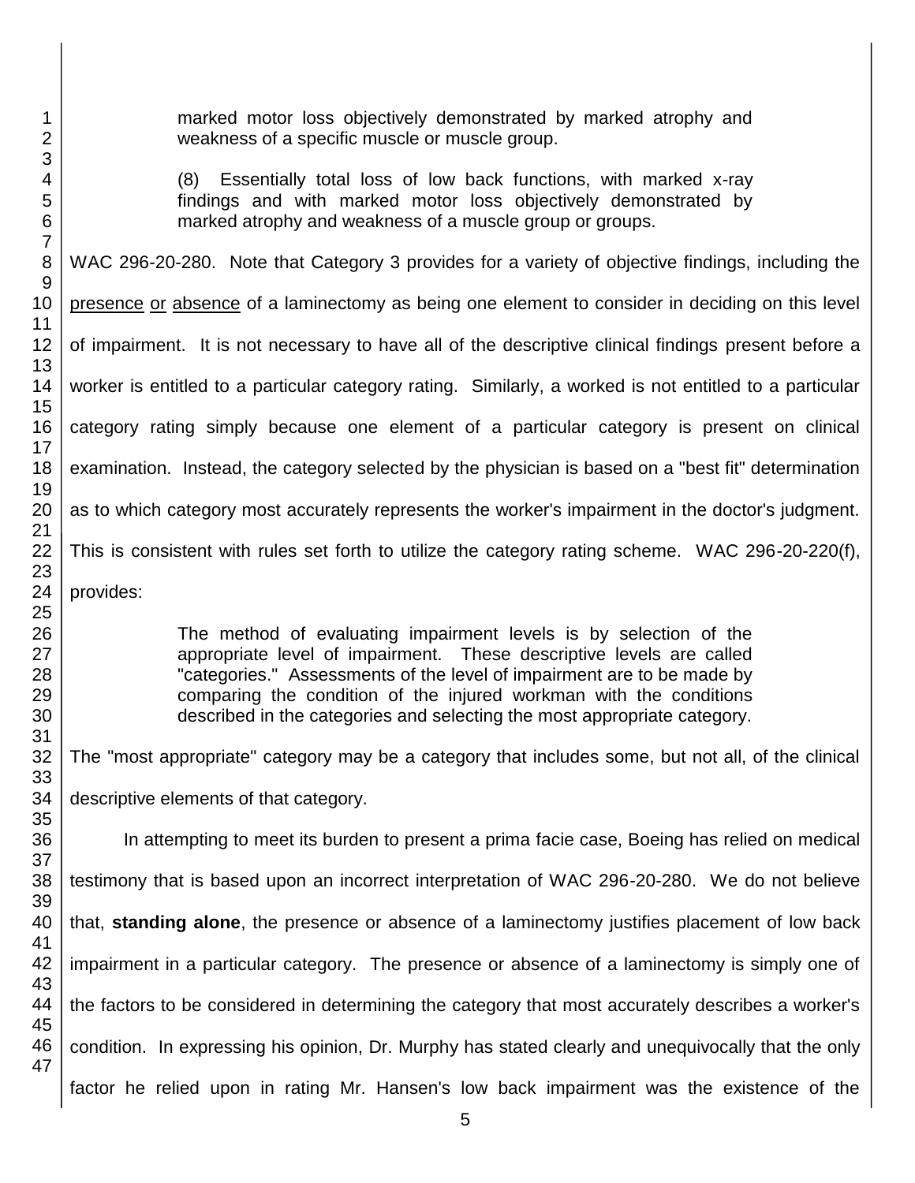> marked motor loss objectively demonstrated by marked atrophy and weakness of a specific muscle or muscle group.
>
> (8) Essentially total loss of low back functions, with marked x-ray findings and with marked motor loss objectively demonstrated by marked atrophy and weakness of a muscle group or groups.

WAC 296-20-280. Note that Category 3 provides for a variety of objective findings, including the <u>presence</u> <u>or</u> <u>absence</u> of a laminectomy as being one element to consider in deciding on this level of impairment. It is not necessary to have all of the descriptive clinical findings present before a worker is entitled to a particular category rating. Similarly, a worked is not entitled to a particular category rating simply because one element of a particular category is present on clinical examination. Instead, the category selected by the physician is based on a "best fit" determination as to which category most accurately represents the worker's impairment in the doctor's judgment. This is consistent with rules set forth to utilize the category rating scheme. WAC 296-20-220(f), provides:

> The method of evaluating impairment levels is by selection of the appropriate level of impairment. These descriptive levels are called "categories." Assessments of the level of impairment are to be made by comparing the condition of the injured workman with the conditions described in the categories and selecting the most appropriate category.

The "most appropriate" category may be a category that includes some, but not all, of the clinical descriptive elements of that category.

In attempting to meet its burden to present a prima facie case, Boeing has relied on medical testimony that is based upon an incorrect interpretation of WAC 296-20-280. We do not believe that, **standing alone**, the presence or absence of a laminectomy justifies placement of low back impairment in a particular category. The presence or absence of a laminectomy is simply one of the factors to be considered in determining the category that most accurately describes a worker's condition. In expressing his opinion, Dr. Murphy has stated clearly and unequivocally that the only factor he relied upon in rating Mr. Hansen's low back impairment was the existence of the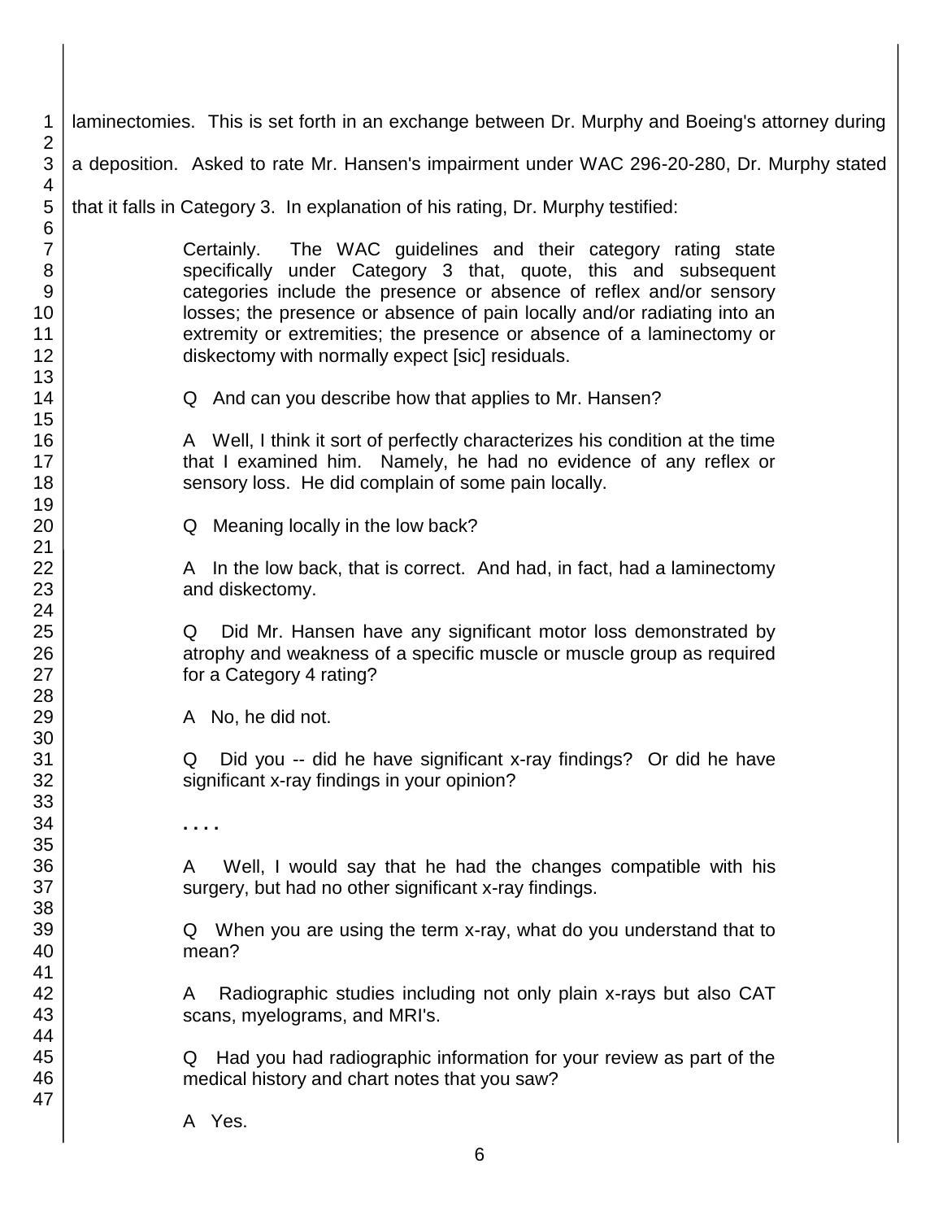laminectomies. This is set forth in an exchange between Dr. Murphy and Boeing's attorney during a deposition. Asked to rate Mr. Hansen's impairment under WAC 296-20-280, Dr. Murphy stated that it falls in Category 3. In explanation of his rating, Dr. Murphy testified:

> Certainly. The WAC guidelines and their category rating state specifically under Category 3 that, quote, this and subsequent categories include the presence or absence of reflex and/or sensory losses; the presence or absence of pain locally and/or radiating into an extremity or extremities; the presence or absence of a laminectomy or diskectomy with normally expect [sic] residuals.
>
> Q And can you describe how that applies to Mr. Hansen?
>
> A Well, I think it sort of perfectly characterizes his condition at the time that I examined him. Namely, he had no evidence of any reflex or sensory loss. He did complain of some pain locally.
>
> Q Meaning locally in the low back?
>
> A In the low back, that is correct. And had, in fact, had a laminectomy and diskectomy.
>
> Q Did Mr. Hansen have any significant motor loss demonstrated by atrophy and weakness of a specific muscle or muscle group as required for a Category 4 rating?
>
> A No, he did not.
>
> Q Did you -- did he have significant x-ray findings? Or did he have significant x-ray findings in your opinion?
>
> . . . .
>
> A Well, I would say that he had the changes compatible with his surgery, but had no other significant x-ray findings.
>
> Q When you are using the term x-ray, what do you understand that to mean?
>
> A Radiographic studies including not only plain x-rays but also CAT scans, myelograms, and MRI's.
>
> Q Had you had radiographic information for your review as part of the medical history and chart notes that you saw?
>
> A Yes.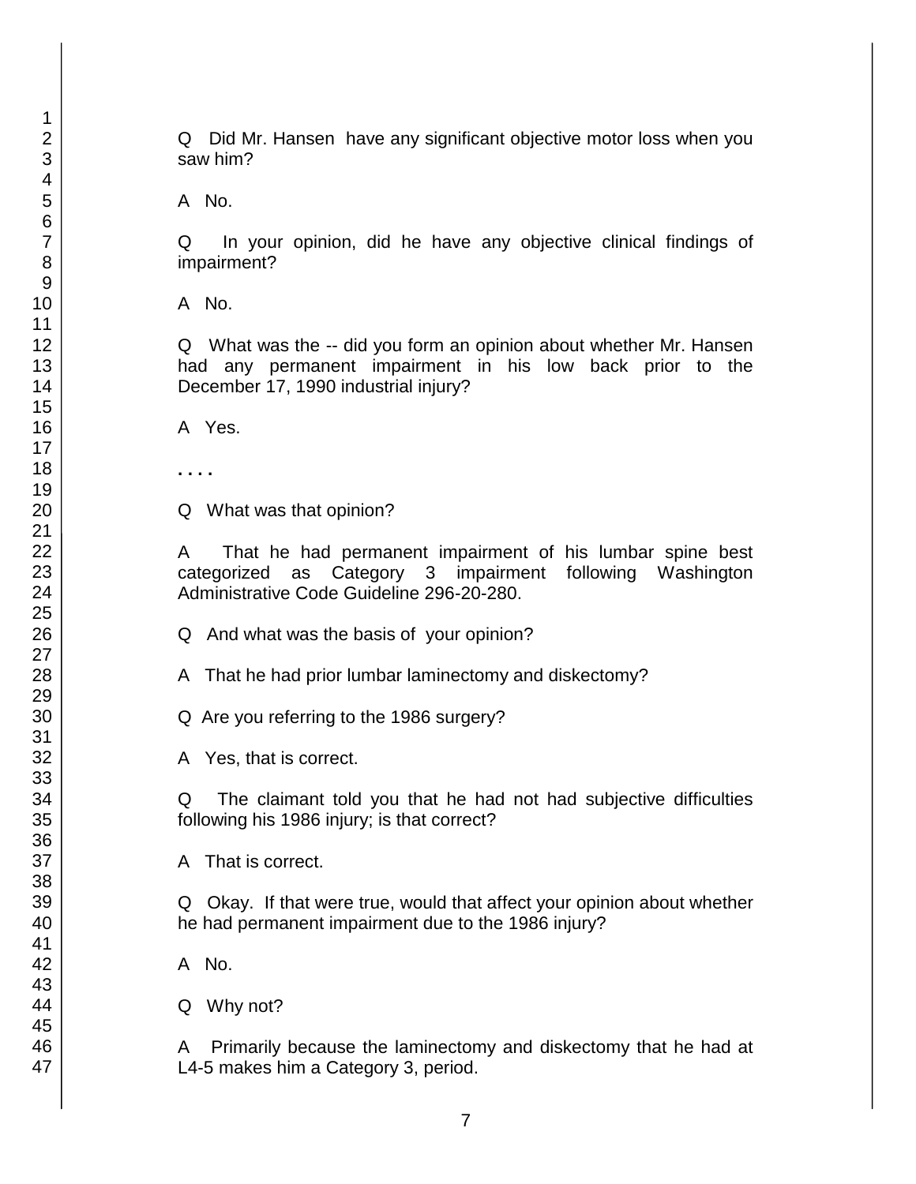Q Did Mr. Hansen have any significant objective motor loss when you saw him?

A No.

Q In your opinion, did he have any objective clinical findings of impairment?

A No.

Q What was the -- did you form an opinion about whether Mr. Hansen had any permanent impairment in his low back prior to the December 17, 1990 industrial injury?

A Yes.

. . . .

Q What was that opinion?

A That he had permanent impairment of his lumbar spine best categorized as Category 3 impairment following Washington Administrative Code Guideline 296-20-280.

Q And what was the basis of your opinion?

A That he had prior lumbar laminectomy and diskectomy?

Q Are you referring to the 1986 surgery?

A Yes, that is correct.

Q The claimant told you that he had not had subjective difficulties following his 1986 injury; is that correct?

A That is correct.

Q Okay. If that were true, would that affect your opinion about whether he had permanent impairment due to the 1986 injury?

A No.

Q Why not?

A Primarily because the laminectomy and diskectomy that he had at L4-5 makes him a Category 3, period.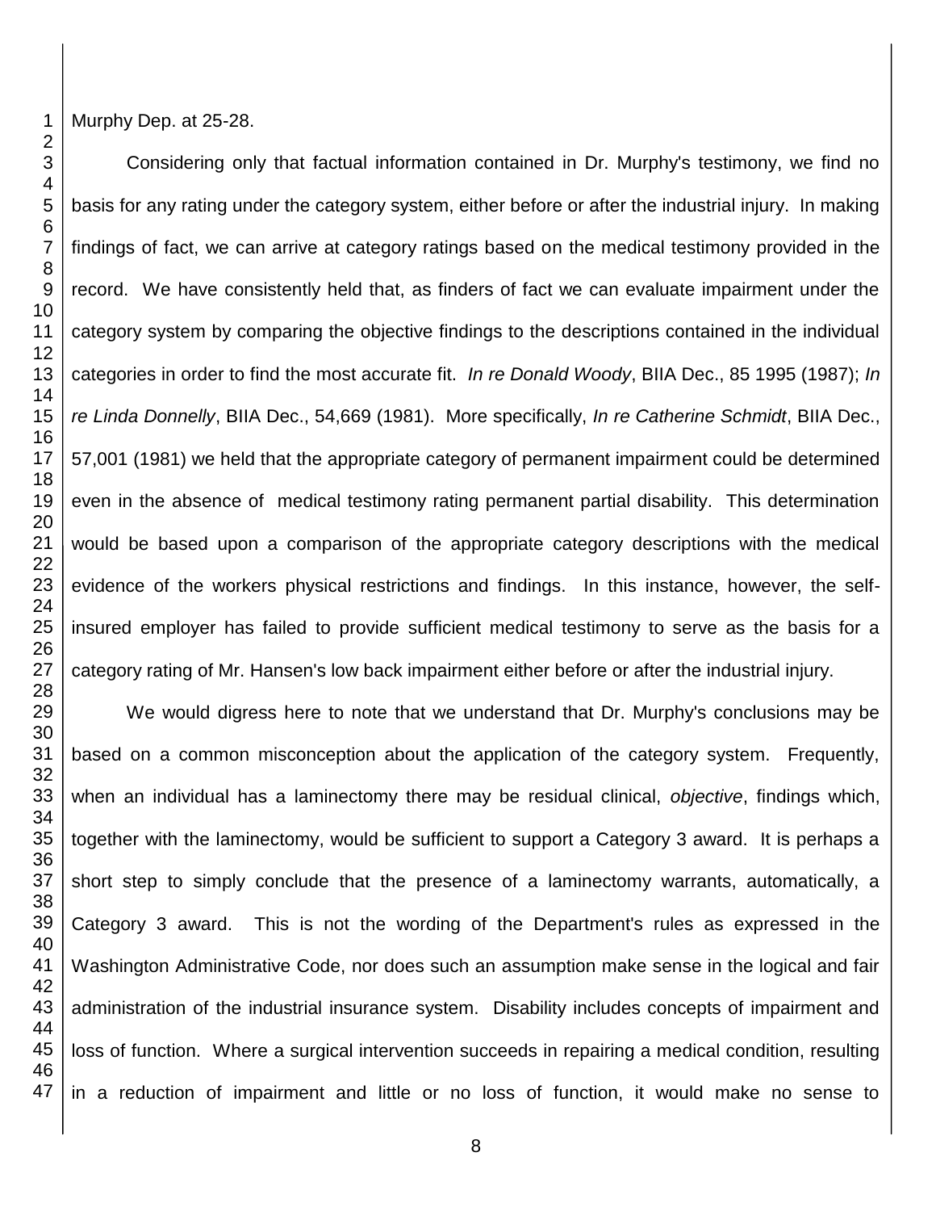Murphy Dep. at 25-28.

Considering only that factual information contained in Dr. Murphy's testimony, we find no basis for any rating under the category system, either before or after the industrial injury. In making findings of fact, we can arrive at category ratings based on the medical testimony provided in the record. We have consistently held that, as finders of fact we can evaluate impairment under the category system by comparing the objective findings to the descriptions contained in the individual categories in order to find the most accurate fit. *In re Donald Woody*, BIIA Dec., 85 1995 (1987); *In re Linda Donnelly*, BIIA Dec., 54,669 (1981). More specifically, *In re Catherine Schmidt*, BIIA Dec., 57,001 (1981) we held that the appropriate category of permanent impairment could be determined even in the absence of medical testimony rating permanent partial disability. This determination would be based upon a comparison of the appropriate category descriptions with the medical evidence of the workers physical restrictions and findings. In this instance, however, the self-insured employer has failed to provide sufficient medical testimony to serve as the basis for a category rating of Mr. Hansen's low back impairment either before or after the industrial injury.

We would digress here to note that we understand that Dr. Murphy's conclusions may be based on a common misconception about the application of the category system. Frequently, when an individual has a laminectomy there may be residual clinical, *objective*, findings which, together with the laminectomy, would be sufficient to support a Category 3 award. It is perhaps a short step to simply conclude that the presence of a laminectomy warrants, automatically, a Category 3 award. This is not the wording of the Department's rules as expressed in the Washington Administrative Code, nor does such an assumption make sense in the logical and fair administration of the industrial insurance system. Disability includes concepts of impairment and loss of function. Where a surgical intervention succeeds in repairing a medical condition, resulting in a reduction of impairment and little or no loss of function, it would make no sense to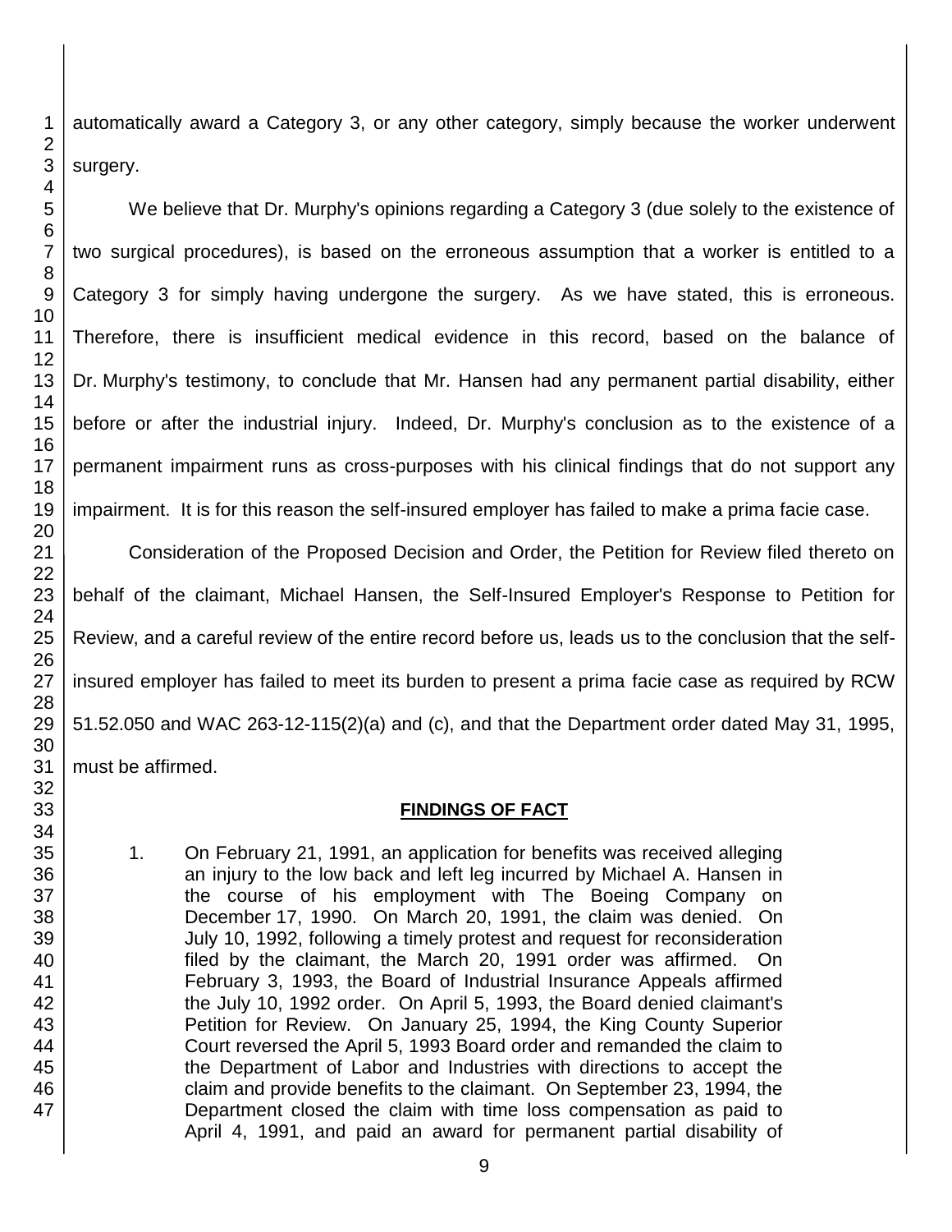automatically award a Category 3, or any other category, simply because the worker underwent surgery.

We believe that Dr. Murphy's opinions regarding a Category 3 (due solely to the existence of two surgical procedures), is based on the erroneous assumption that a worker is entitled to a Category 3 for simply having undergone the surgery. As we have stated, this is erroneous. Therefore, there is insufficient medical evidence in this record, based on the balance of Dr. Murphy's testimony, to conclude that Mr. Hansen had any permanent partial disability, either before or after the industrial injury. Indeed, Dr. Murphy's conclusion as to the existence of a permanent impairment runs as cross-purposes with his clinical findings that do not support any impairment. It is for this reason the self-insured employer has failed to make a prima facie case.

Consideration of the Proposed Decision and Order, the Petition for Review filed thereto on behalf of the claimant, Michael Hansen, the Self-Insured Employer's Response to Petition for Review, and a careful review of the entire record before us, leads us to the conclusion that the self-insured employer has failed to meet its burden to present a prima facie case as required by RCW 51.52.050 and WAC 263-12-115(2)(a) and (c), and that the Department order dated May 31, 1995, must be affirmed.

## FINDINGS OF FACT

1. On February 21, 1991, an application for benefits was received alleging an injury to the low back and left leg incurred by Michael A. Hansen in the course of his employment with The Boeing Company on December 17, 1990. On March 20, 1991, the claim was denied. On July 10, 1992, following a timely protest and request for reconsideration filed by the claimant, the March 20, 1991 order was affirmed. On February 3, 1993, the Board of Industrial Insurance Appeals affirmed the July 10, 1992 order. On April 5, 1993, the Board denied claimant's Petition for Review. On January 25, 1994, the King County Superior Court reversed the April 5, 1993 Board order and remanded the claim to the Department of Labor and Industries with directions to accept the claim and provide benefits to the claimant. On September 23, 1994, the Department closed the claim with time loss compensation as paid to April 4, 1991, and paid an award for permanent partial disability of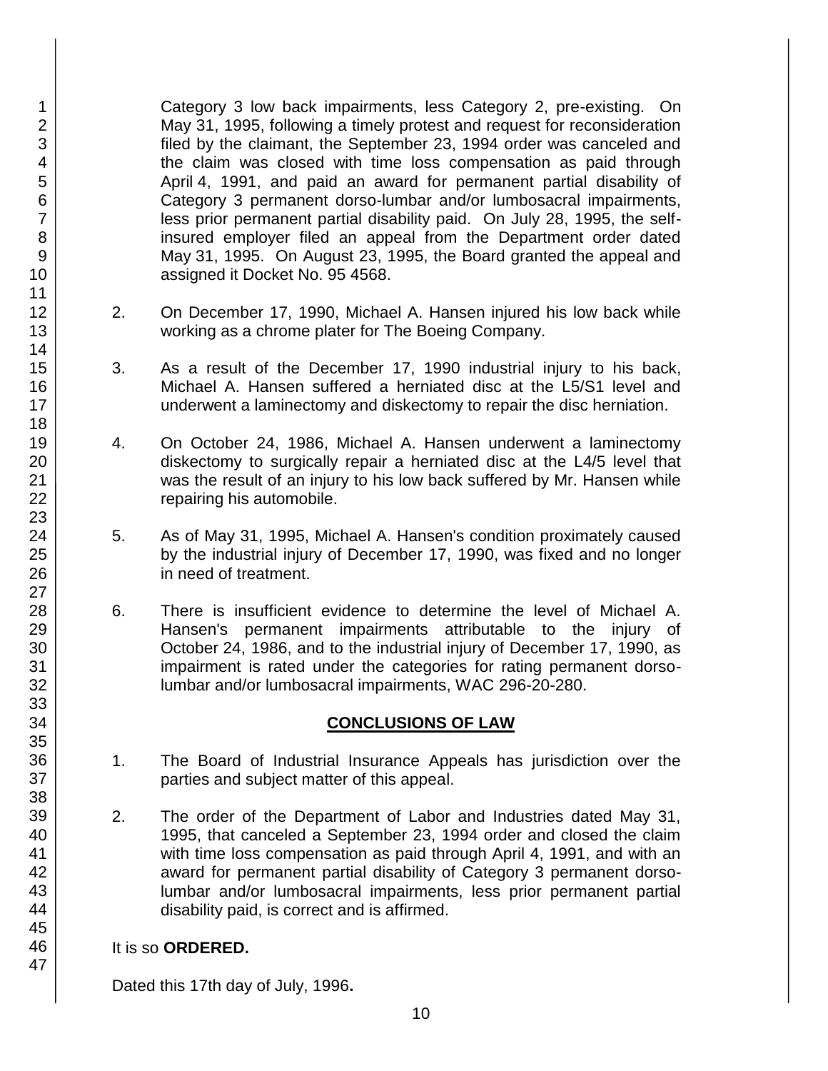Category 3 low back impairments, less Category 2, pre-existing. On May 31, 1995, following a timely protest and request for reconsideration filed by the claimant, the September 23, 1994 order was canceled and the claim was closed with time loss compensation as paid through April 4, 1991, and paid an award for permanent partial disability of Category 3 permanent dorso-lumbar and/or lumbosacral impairments, less prior permanent partial disability paid. On July 28, 1995, the self-insured employer filed an appeal from the Department order dated May 31, 1995. On August 23, 1995, the Board granted the appeal and assigned it Docket No. 95 4568.

2. On December 17, 1990, Michael A. Hansen injured his low back while working as a chrome plater for The Boeing Company.

3. As a result of the December 17, 1990 industrial injury to his back, Michael A. Hansen suffered a herniated disc at the L5/S1 level and underwent a laminectomy and diskectomy to repair the disc herniation.

4. On October 24, 1986, Michael A. Hansen underwent a laminectomy diskectomy to surgically repair a herniated disc at the L4/5 level that was the result of an injury to his low back suffered by Mr. Hansen while repairing his automobile.

5. As of May 31, 1995, Michael A. Hansen's condition proximately caused by the industrial injury of December 17, 1990, was fixed and no longer in need of treatment.

6. There is insufficient evidence to determine the level of Michael A. Hansen's permanent impairments attributable to the injury of October 24, 1986, and to the industrial injury of December 17, 1990, as impairment is rated under the categories for rating permanent dorso-lumbar and/or lumbosacral impairments, WAC 296-20-280.

## CONCLUSIONS OF LAW

1. The Board of Industrial Insurance Appeals has jurisdiction over the parties and subject matter of this appeal.

2. The order of the Department of Labor and Industries dated May 31, 1995, that canceled a September 23, 1994 order and closed the claim with time loss compensation as paid through April 4, 1991, and with an award for permanent partial disability of Category 3 permanent dorso-lumbar and/or lumbosacral impairments, less prior permanent partial disability paid, is correct and is affirmed.

It is so **ORDERED.**

Dated this 17th day of July, 1996**.**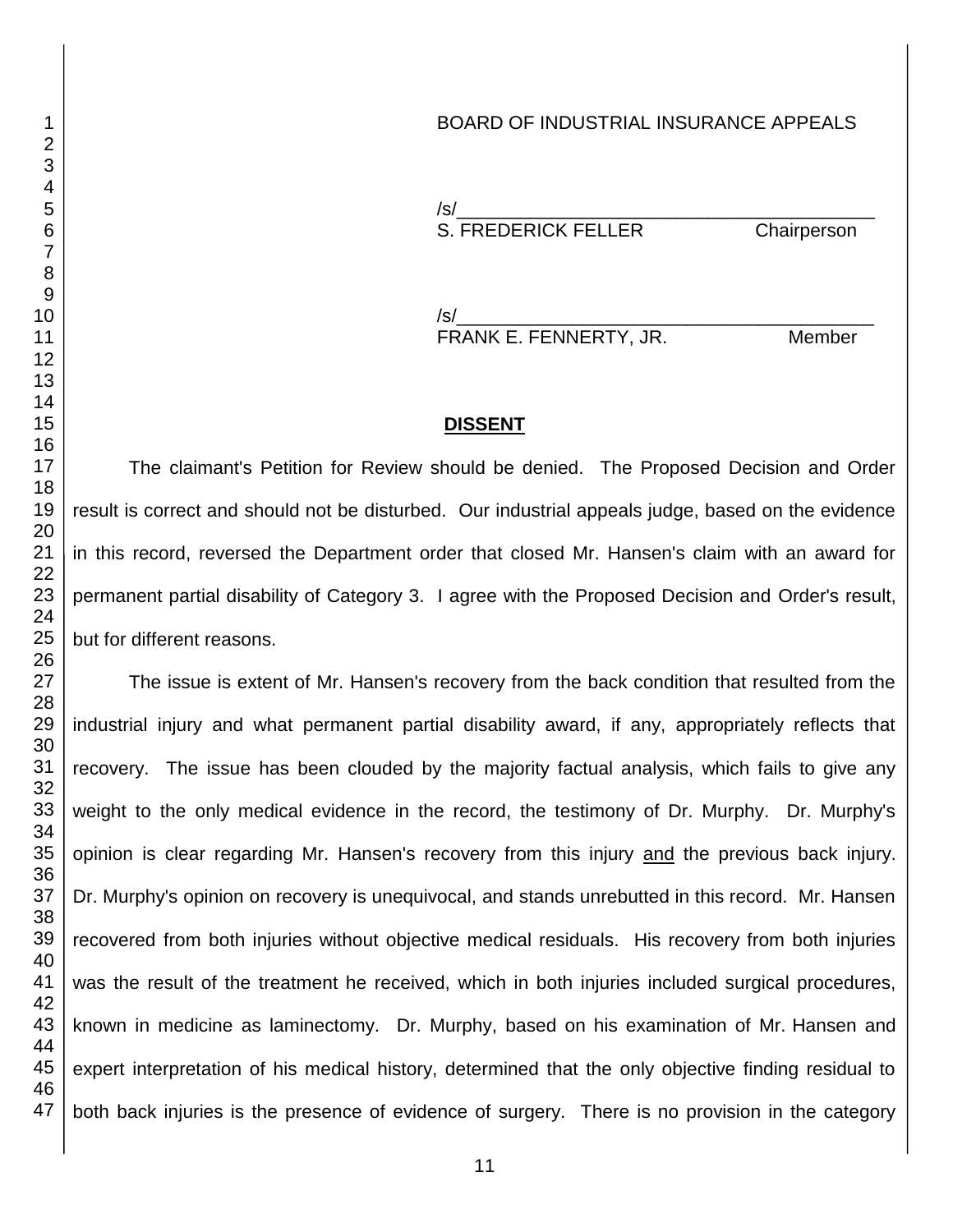BOARD OF INDUSTRIAL INSURANCE APPEALS

/s/______________________________________
S. FREDERICK FELLER Chairperson

/s/______________________________________
FRANK E. FENNERTY, JR. Member

**DISSENT**

The claimant's Petition for Review should be denied. The Proposed Decision and Order result is correct and should not be disturbed. Our industrial appeals judge, based on the evidence in this record, reversed the Department order that closed Mr. Hansen's claim with an award for permanent partial disability of Category 3. I agree with the Proposed Decision and Order's result, but for different reasons.

The issue is extent of Mr. Hansen's recovery from the back condition that resulted from the industrial injury and what permanent partial disability award, if any, appropriately reflects that recovery. The issue has been clouded by the majority factual analysis, which fails to give any weight to the only medical evidence in the record, the testimony of Dr. Murphy. Dr. Murphy's opinion is clear regarding Mr. Hansen's recovery from this injury and the previous back injury. Dr. Murphy's opinion on recovery is unequivocal, and stands unrebutted in this record. Mr. Hansen recovered from both injuries without objective medical residuals. His recovery from both injuries was the result of the treatment he received, which in both injuries included surgical procedures, known in medicine as laminectomy. Dr. Murphy, based on his examination of Mr. Hansen and expert interpretation of his medical history, determined that the only objective finding residual to both back injuries is the presence of evidence of surgery. There is no provision in the category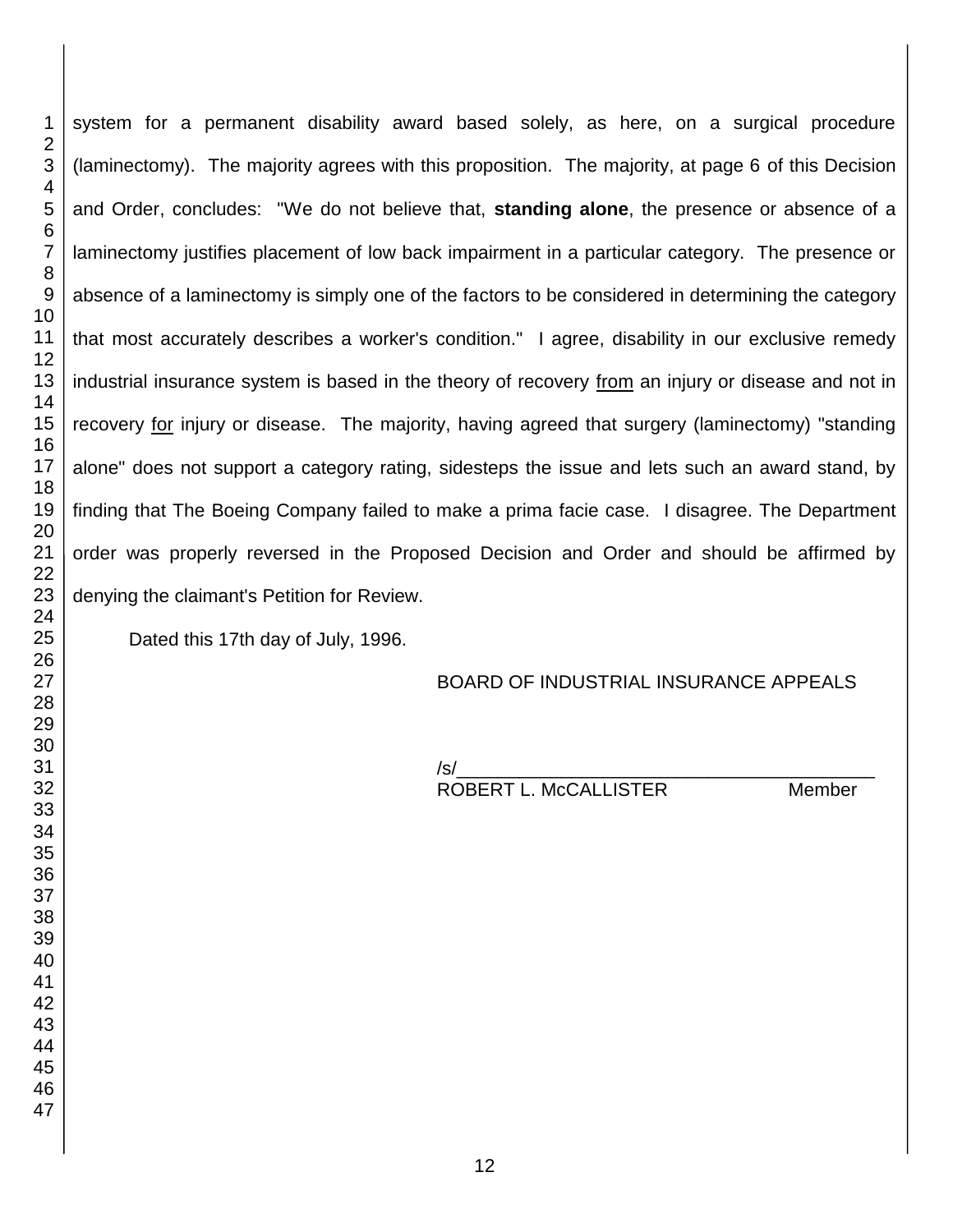system for a permanent disability award based solely, as here, on a surgical procedure (laminectomy). The majority agrees with this proposition. The majority, at page 6 of this Decision and Order, concludes: "We do not believe that, **standing alone**, the presence or absence of a laminectomy justifies placement of low back impairment in a particular category. The presence or absence of a laminectomy is simply one of the factors to be considered in determining the category that most accurately describes a worker's condition." I agree, disability in our exclusive remedy industrial insurance system is based in the theory of recovery from an injury or disease and not in recovery for injury or disease. The majority, having agreed that surgery (laminectomy) "standing alone" does not support a category rating, sidesteps the issue and lets such an award stand, by finding that The Boeing Company failed to make a prima facie case. I disagree. The Department order was properly reversed in the Proposed Decision and Order and should be affirmed by denying the claimant's Petition for Review.

Dated this 17th day of July, 1996.

BOARD OF INDUSTRIAL INSURANCE APPEALS

/s/________________________________________
ROBERT L. McCALLISTER Member